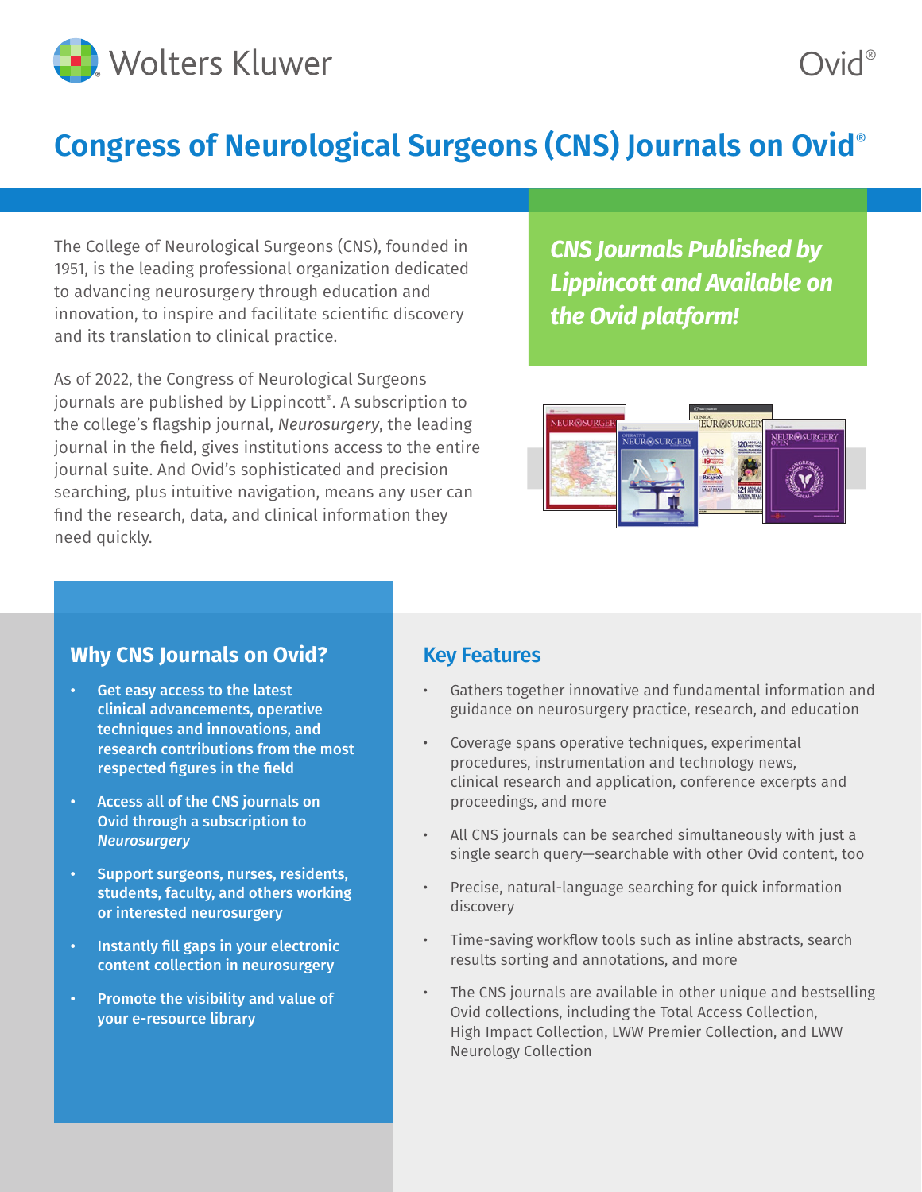Wolters Kluwer

Ovid®

# Congress of Neurological Surgeons (CNS) Journals on Ovid®

The College of Neurological Surgeons (CNS), founded in 1951, is the leading professional organization dedicated to advancing neurosurgery through education and innovation, to inspire and facilitate scientific discovery and its translation to clinical practice.

As of 2022, the Congress of Neurological Surgeons journals are published by Lippincott®. A subscription to the college's flagship journal, *Neurosurgery*, the leading journal in the field, gives institutions access to the entire journal suite. And Ovid's sophisticated and precision searching, plus intuitive navigation, means any user can find the research, data, and clinical information they need quickly.

***CNS Journals Published by Lippincott and Available on the Ovid platform!***

## Why CNS Journals on Ovid?

- **Get easy access to the latest clinical advancements, operative techniques and innovations, and research contributions from the most respected figures in the field**
- **Access all of the CNS journals on Ovid through a subscription to *Neurosurgery***
- **Support surgeons, nurses, residents, students, faculty, and others working or interested neurosurgery**
- **Instantly fill gaps in your electronic content collection in neurosurgery**
- **Promote the visibility and value of your e-resource library**

## Key Features

- Gathers together innovative and fundamental information and guidance on neurosurgery practice, research, and education
- Coverage spans operative techniques, experimental procedures, instrumentation and technology news, clinical research and application, conference excerpts and proceedings, and more
- All CNS journals can be searched simultaneously with just a single search query—searchable with other Ovid content, too
- Precise, natural-language searching for quick information discovery
- Time-saving workflow tools such as inline abstracts, search results sorting and annotations, and more
- The CNS journals are available in other unique and bestselling Ovid collections, including the Total Access Collection, High Impact Collection, LWW Premier Collection, and LWW Neurology Collection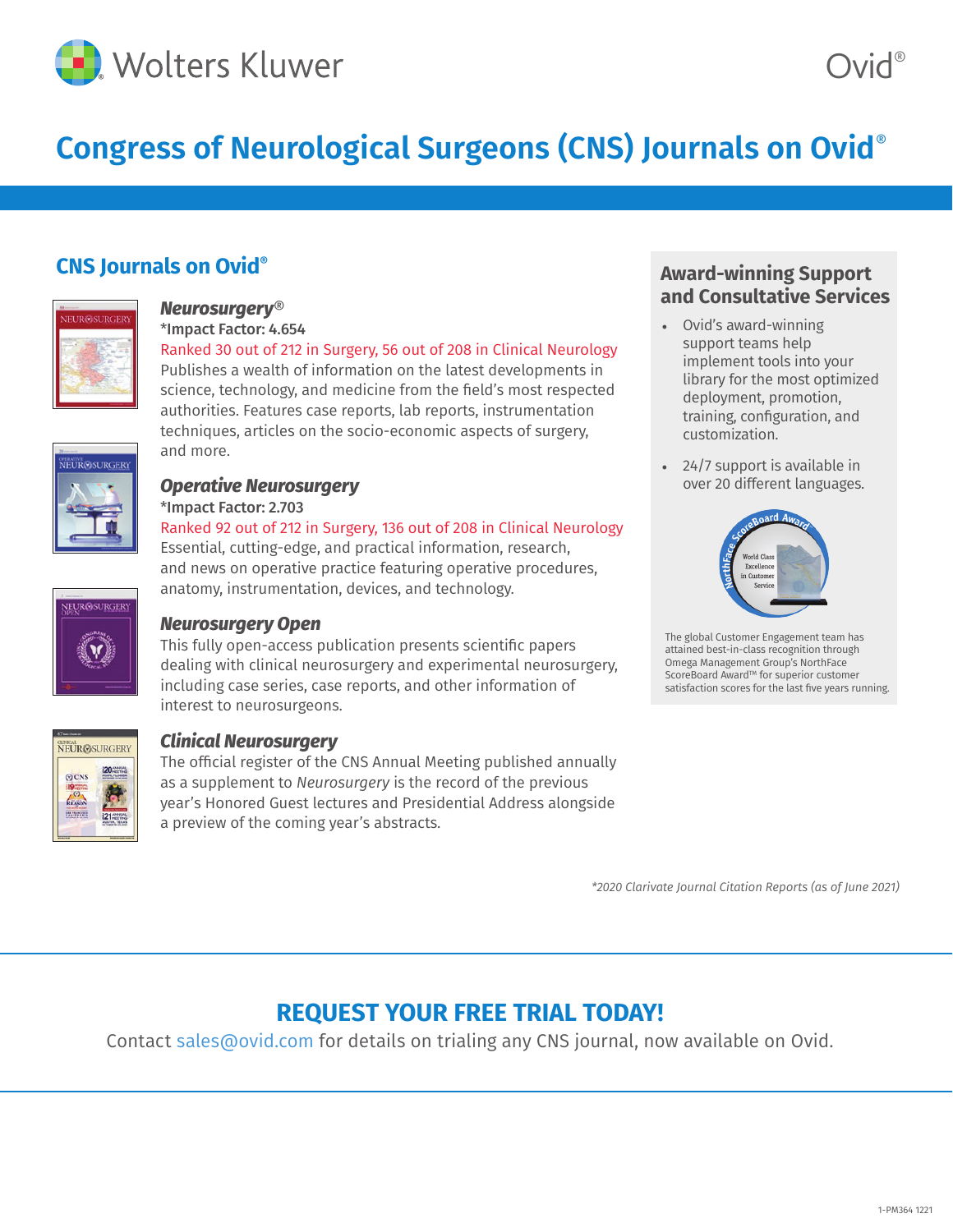Wolters Kluwer

Ovid®

# Congress of Neurological Surgeons (CNS) Journals on Ovid®

## CNS Journals on Ovid®

### *Neurosurgery®*

**\*Impact Factor: 4.654**

Ranked 30 out of 212 in Surgery, 56 out of 208 in Clinical Neurology

Publishes a wealth of information on the latest developments in science, technology, and medicine from the field's most respected authorities. Features case reports, lab reports, instrumentation techniques, articles on the socio-economic aspects of surgery, and more.

### *Operative Neurosurgery*

**\*Impact Factor: 2.703**

Ranked 92 out of 212 in Surgery, 136 out of 208 in Clinical Neurology

Essential, cutting-edge, and practical information, research, and news on operative practice featuring operative procedures, anatomy, instrumentation, devices, and technology.

### *Neurosurgery Open*

This fully open-access publication presents scientific papers dealing with clinical neurosurgery and experimental neurosurgery, including case series, case reports, and other information of interest to neurosurgeons.

### *Clinical Neurosurgery*

The official register of the CNS Annual Meeting published annually as a supplement to *Neurosurgery* is the record of the previous year's Honored Guest lectures and Presidential Address alongside a preview of the coming year's abstracts.

## Award-winning Support and Consultative Services

- Ovid's award-winning support teams help implement tools into your library for the most optimized deployment, promotion, training, configuration, and customization.
- 24/7 support is available in over 20 different languages.

NorthFace ScoreBoard Award

World Class Excellence in Customer Service

The global Customer Engagement team has attained best-in-class recognition through Omega Management Group's NorthFace ScoreBoard Award™ for superior customer satisfaction scores for the last five years running.

*\*2020 Clarivate Journal Citation Reports (as of June 2021)*

## REQUEST YOUR FREE TRIAL TODAY!

Contact sales@ovid.com for details on trialing any CNS journal, now available on Ovid.

1-PM364 1221